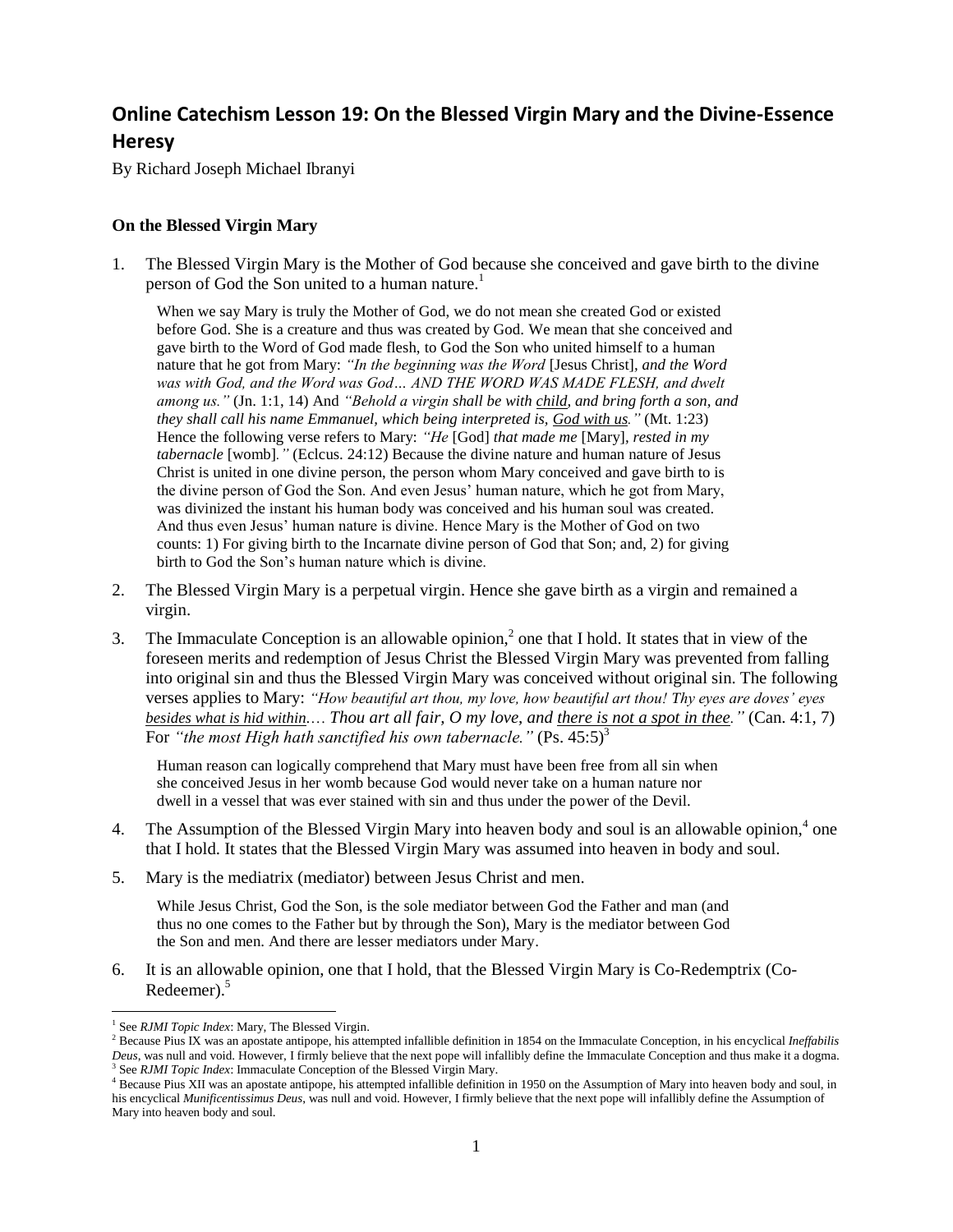# Online Catechism Lesson 19: On the Blessed Virgin Mary and the Divine-Essence Heresy

By Richard Joseph Michael Ibranyi

### On the Blessed Virgin Mary

1. The Blessed Virgin Mary is the Mother of God because she conceived and gave birth to the divine person of God the Son united to a human nature.[1]

   When we say Mary is truly the Mother of God, we do not mean she created God or existed before God. She is a creature and thus was created by God. We mean that she conceived and gave birth to the Word of God made flesh, to God the Son who united himself to a human nature that he got from Mary: *"In the beginning was the Word* [Jesus Christ], *and the Word was with God, and the Word was God… AND THE WORD WAS MADE FLESH, and dwelt among us."* (Jn. 1:1, 14) And *"Behold a virgin shall be with <u>child</u>, and bring forth a son, and they shall call his name Emmanuel, which being interpreted is, <u>God with us</u>."* (Mt. 1:23) Hence the following verse refers to Mary: *"He* [God] *that made me* [Mary], *rested in my tabernacle* [womb]*."* (Eclcus. 24:12) Because the divine nature and human nature of Jesus Christ is united in one divine person, the person whom Mary conceived and gave birth to is the divine person of God the Son. And even Jesus' human nature, which he got from Mary, was divinized the instant his human body was conceived and his human soul was created. And thus even Jesus' human nature is divine. Hence Mary is the Mother of God on two counts: 1) For giving birth to the Incarnate divine person of God that Son; and, 2) for giving birth to God the Son's human nature which is divine.

2. The Blessed Virgin Mary is a perpetual virgin. Hence she gave birth as a virgin and remained a virgin.

3. The Immaculate Conception is an allowable opinion,[2] one that I hold. It states that in view of the foreseen merits and redemption of Jesus Christ the Blessed Virgin Mary was prevented from falling into original sin and thus the Blessed Virgin Mary was conceived without original sin. The following verses applies to Mary: *"How beautiful art thou, my love, how beautiful art thou! Thy eyes are doves' eyes <u>besides what is hid within</u>.… Thou art all fair, O my love, and <u>there is not a spot in thee</u>."* (Can. 4:1, 7) For *"the most High hath sanctified his own tabernacle."* (Ps. 45:5)[3]

   Human reason can logically comprehend that Mary must have been free from all sin when she conceived Jesus in her womb because God would never take on a human nature nor dwell in a vessel that was ever stained with sin and thus under the power of the Devil.

4. The Assumption of the Blessed Virgin Mary into heaven body and soul is an allowable opinion,[4] one that I hold. It states that the Blessed Virgin Mary was assumed into heaven in body and soul.

5. Mary is the mediatrix (mediator) between Jesus Christ and men.

   While Jesus Christ, God the Son, is the sole mediator between God the Father and man (and thus no one comes to the Father but by through the Son), Mary is the mediator between God the Son and men. And there are lesser mediators under Mary.

6. It is an allowable opinion, one that I hold, that the Blessed Virgin Mary is Co-Redemptrix (Co-Redeemer).[5]

---

[1] See *RJMI Topic Index*: Mary, The Blessed Virgin.

[2] Because Pius IX was an apostate antipope, his attempted infallible definition in 1854 on the Immaculate Conception, in his encyclical *Ineffabilis Deus*, was null and void. However, I firmly believe that the next pope will infallibly define the Immaculate Conception and thus make it a dogma.

[3] See *RJMI Topic Index*: Immaculate Conception of the Blessed Virgin Mary.

[4] Because Pius XII was an apostate antipope, his attempted infallible definition in 1950 on the Assumption of Mary into heaven body and soul, in his encyclical *Munificentissimus Deus*, was null and void. However, I firmly believe that the next pope will infallibly define the Assumption of Mary into heaven body and soul.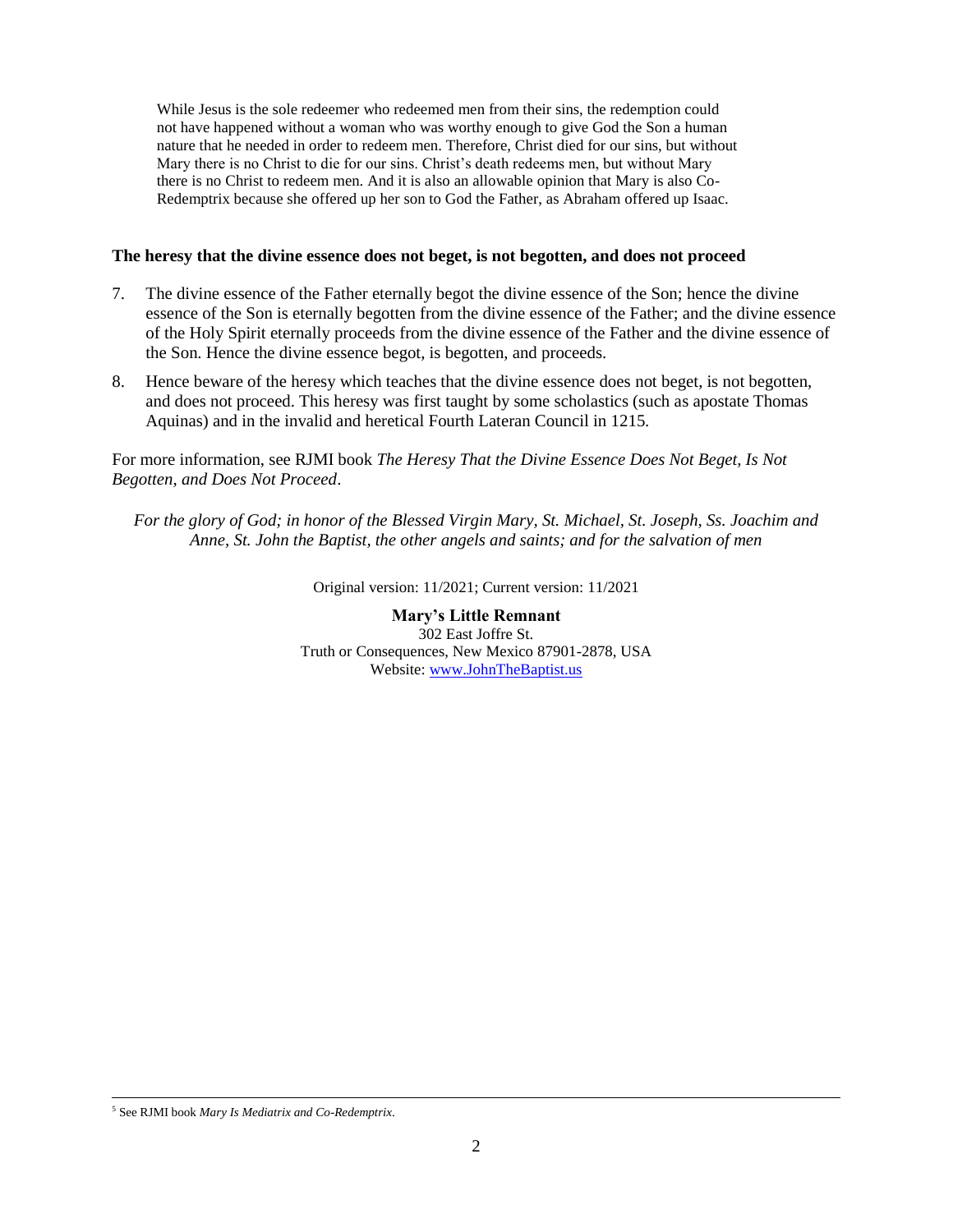> While Jesus is the sole redeemer who redeemed men from their sins, the redemption could not have happened without a woman who was worthy enough to give God the Son a human nature that he needed in order to redeem men. Therefore, Christ died for our sins, but without Mary there is no Christ to die for our sins. Christ's death redeems men, but without Mary there is no Christ to redeem men. And it is also an allowable opinion that Mary is also Co-Redemptrix because she offered up her son to God the Father, as Abraham offered up Isaac.

**The heresy that the divine essence does not beget, is not begotten, and does not proceed**

7. The divine essence of the Father eternally begot the divine essence of the Son; hence the divine essence of the Son is eternally begotten from the divine essence of the Father; and the divine essence of the Holy Spirit eternally proceeds from the divine essence of the Father and the divine essence of the Son. Hence the divine essence begot, is begotten, and proceeds.
8. Hence beware of the heresy which teaches that the divine essence does not beget, is not begotten, and does not proceed. This heresy was first taught by some scholastics (such as apostate Thomas Aquinas) and in the invalid and heretical Fourth Lateran Council in 1215.

For more information, see RJMI book *The Heresy That the Divine Essence Does Not Beget, Is Not Begotten, and Does Not Proceed*.

*For the glory of God; in honor of the Blessed Virgin Mary, St. Michael, St. Joseph, Ss. Joachim and Anne, St. John the Baptist, the other angels and saints; and for the salvation of men*

Original version: 11/2021; Current version: 11/2021

**Mary's Little Remnant**
302 East Joffre St.
Truth or Consequences, New Mexico 87901-2878, USA
Website: www.JohnTheBaptist.us

[5] See RJMI book *Mary Is Mediatrix and Co-Redemptrix*.